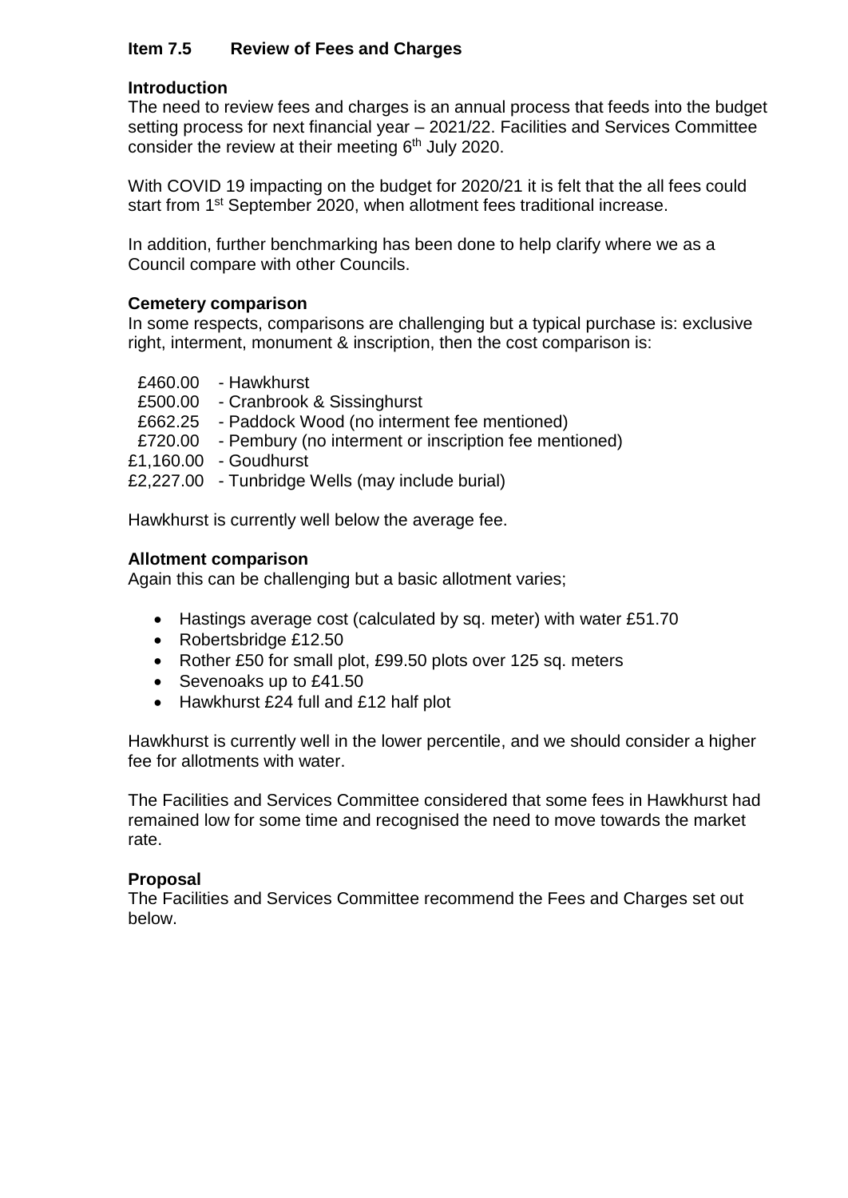## Item 7.5 Review of Fees and Charges

### Introduction

The need to review fees and charges is an annual process that feeds into the budget setting process for next financial year – 2021/22. Facilities and Services Committee consider the review at their meeting 6th July 2020.

With COVID 19 impacting on the budget for 2020/21 it is felt that the all fees could start from 1st September 2020, when allotment fees traditional increase.

In addition, further benchmarking has been done to help clarify where we as a Council compare with other Councils.

### Cemetery comparison

In some respects, comparisons are challenging but a typical purchase is: exclusive right, interment, monument & inscription, then the cost comparison is:

£460.00 - Hawkhurst
£500.00 - Cranbrook & Sissinghurst
£662.25 - Paddock Wood (no interment fee mentioned)
£720.00 - Pembury (no interment or inscription fee mentioned)
£1,160.00 - Goudhurst
£2,227.00 - Tunbridge Wells (may include burial)

Hawkhurst is currently well below the average fee.

### Allotment comparison

Again this can be challenging but a basic allotment varies;

- Hastings average cost (calculated by sq. meter) with water £51.70
- Robertsbridge £12.50
- Rother £50 for small plot, £99.50 plots over 125 sq. meters
- Sevenoaks up to £41.50
- Hawkhurst £24 full and £12 half plot

Hawkhurst is currently well in the lower percentile, and we should consider a higher fee for allotments with water.

The Facilities and Services Committee considered that some fees in Hawkhurst had remained low for some time and recognised the need to move towards the market rate.

### Proposal

The Facilities and Services Committee recommend the Fees and Charges set out below.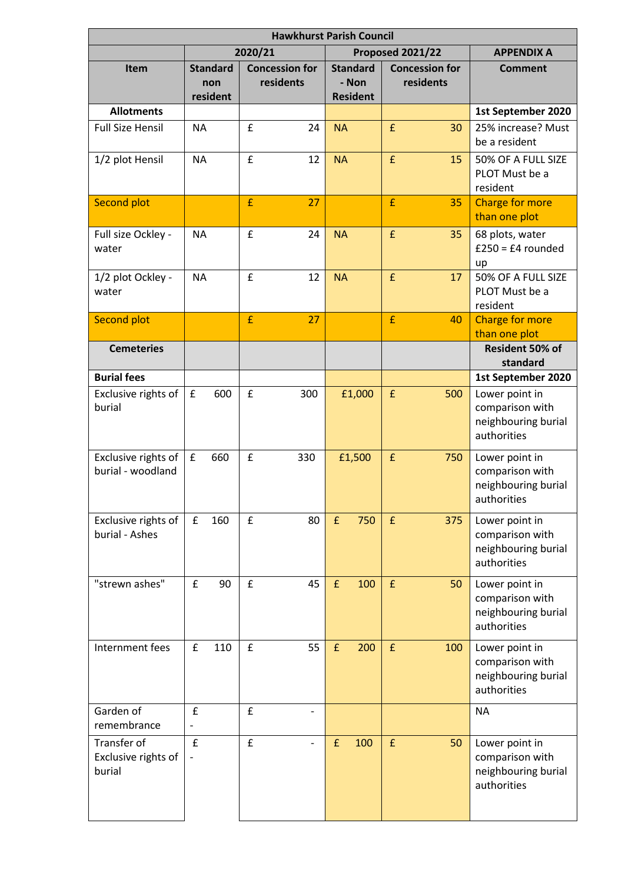| Hawkhurst Parish Council | | | | | |
|---|---|---|---|---|---|
| | 2020/21 | | Proposed 2021/22 | | APPENDIX A |
| **Item** | **Standard non resident** | **Concession for residents** | **Standard - Non Resident** | **Concession for residents** | **Comment** |
| **Allotments** | | | | | **1st September 2020** |
| Full Size Hensil | NA | £ 24 | NA | £ 30 | 25% increase? Must be a resident |
| 1/2 plot Hensil | NA | £ 12 | NA | £ 15 | 50% OF A FULL SIZE PLOT Must be a resident |
| Second plot | | £ 27 | | £ 35 | Charge for more than one plot |
| Full size Ockley - water | NA | £ 24 | NA | £ 35 | 68 plots, water £250 = £4 rounded up |
| 1/2 plot Ockley - water | NA | £ 12 | NA | £ 17 | 50% OF A FULL SIZE PLOT Must be a resident |
| Second plot | | £ 27 | | £ 40 | Charge for more than one plot |
| **Cemeteries** | | | | | **Resident 50% of standard** |
| **Burial fees** | | | | | **1st September 2020** |
| Exclusive rights of burial | £ 600 | £ 300 | £1,000 | £ 500 | Lower point in comparison with neighbouring burial authorities |
| Exclusive rights of burial - woodland | £ 660 | £ 330 | £1,500 | £ 750 | Lower point in comparison with neighbouring burial authorities |
| Exclusive rights of burial - Ashes | £ 160 | £ 80 | £ 750 | £ 375 | Lower point in comparison with neighbouring burial authorities |
| "strewn ashes" | £ 90 | £ 45 | £ 100 | £ 50 | Lower point in comparison with neighbouring burial authorities |
| Internment fees | £ 110 | £ 55 | £ 200 | £ 100 | Lower point in comparison with neighbouring burial authorities |
| Garden of remembrance | £ - | £ - | | | NA |
| Transfer of Exclusive rights of burial | £ - | £ - | £ 100 | £ 50 | Lower point in comparison with neighbouring burial authorities |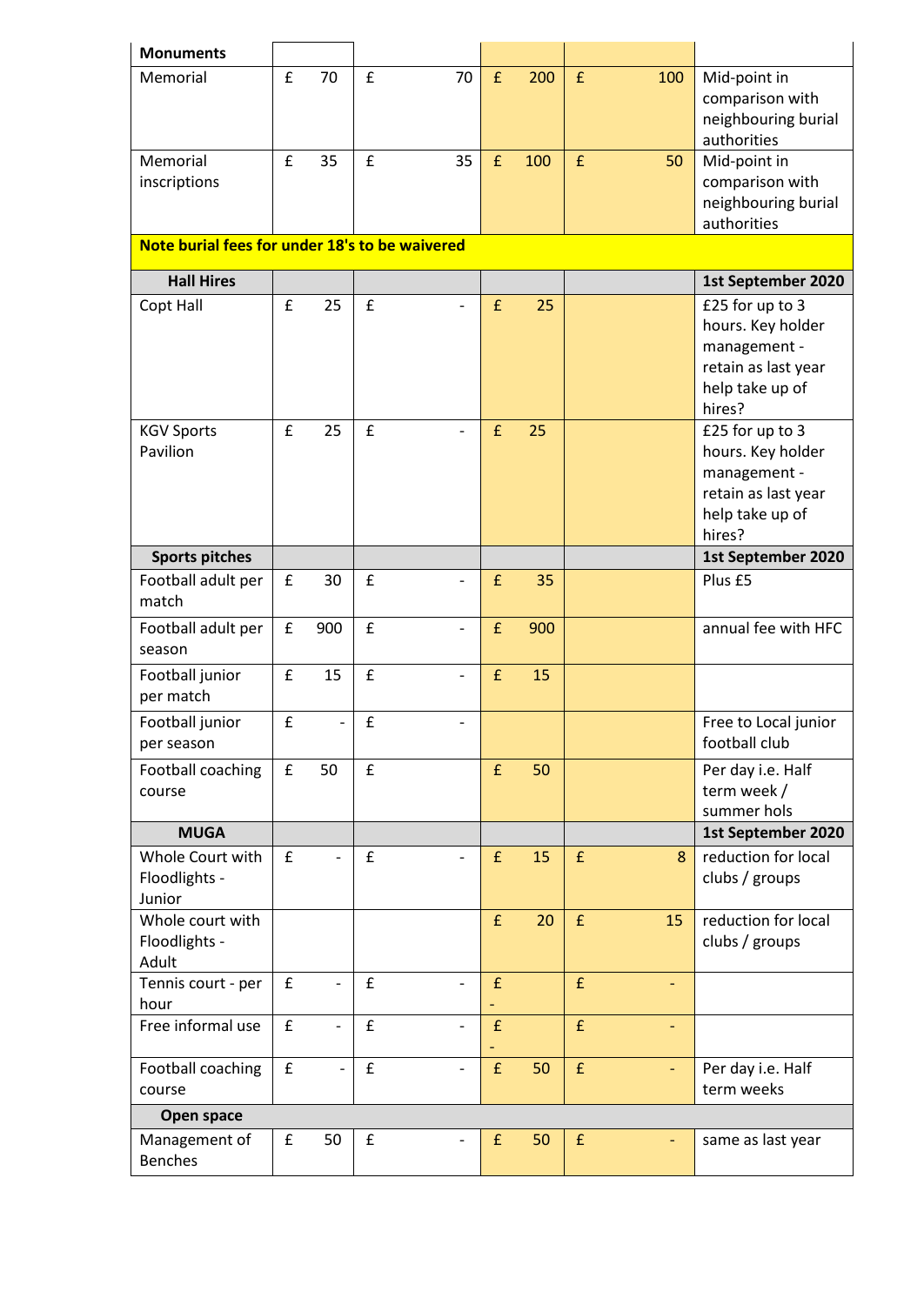| | | | | | |
|---|---|---|---|---|---|
| **Monuments** | | | | | |
| Memorial | £ 70 | £ 70 | £ 200 | £ 100 | Mid-point in comparison with neighbouring burial authorities |
| Memorial inscriptions | £ 35 | £ 35 | £ 100 | £ 50 | Mid-point in comparison with neighbouring burial authorities |
| **Note burial fees for under 18's to be waivered** | | | | | |
| **Hall Hires** | | | | | **1st September 2020** |
| Copt Hall | £ 25 | £ - | £ 25 | | £25 for up to 3 hours. Key holder management - retain as last year help take up of hires? |
| KGV Sports Pavilion | £ 25 | £ - | £ 25 | | £25 for up to 3 hours. Key holder management - retain as last year help take up of hires? |
| **Sports pitches** | | | | | **1st September 2020** |
| Football adult per match | £ 30 | £ - | £ 35 | | Plus £5 |
| Football adult per season | £ 900 | £ - | £ 900 | | annual fee with HFC |
| Football junior per match | £ 15 | £ - | £ 15 | | |
| Football junior per season | £ - | £ - | | | Free to Local junior football club |
| Football coaching course | £ 50 | £ | £ 50 | | Per day i.e. Half term week / summer hols |
| **MUGA** | | | | | **1st September 2020** |
| Whole Court with Floodlights - Junior | £ - | £ - | £ 15 | £ 8 | reduction for local clubs / groups |
| Whole court with Floodlights - Adult | | | £ 20 | £ 15 | reduction for local clubs / groups |
| Tennis court - per hour | £ - | £ - | £ - | £ - | |
| Free informal use | £ - | £ - | £ - | £ - | |
| Football coaching course | £ - | £ - | £ 50 | £ - | Per day i.e. Half term weeks |
| **Open space** | | | | | |
| Management of Benches | £ 50 | £ - | £ 50 | £ - | same as last year |